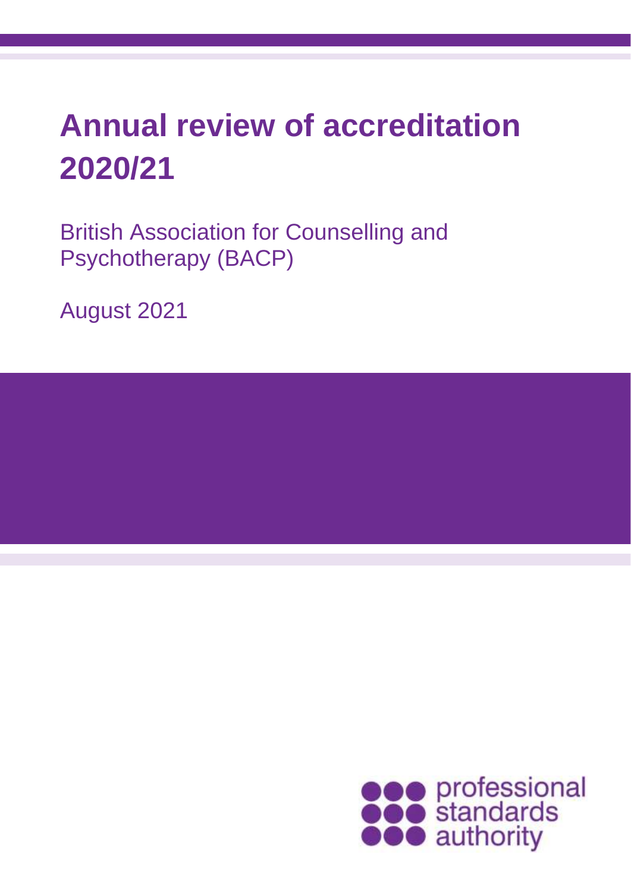# Annual review of accreditation 2020/21

British Association for Counselling and Psychotherapy (BACP)

August 2021

professional standards authority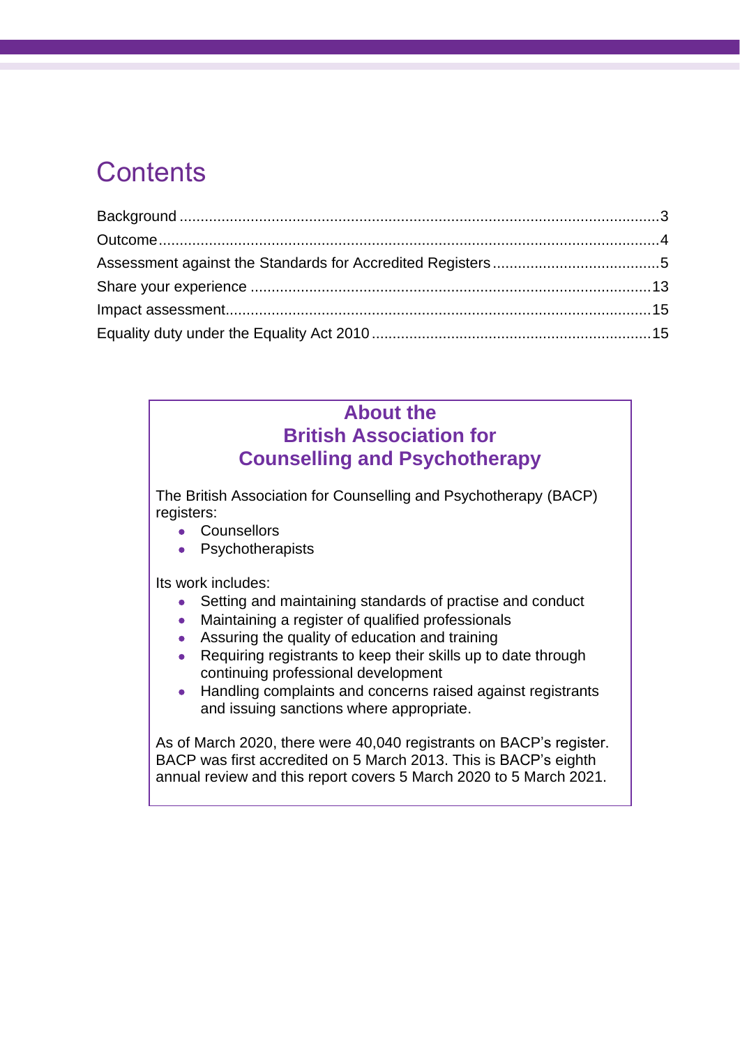# Contents

- Background ... 3
- Outcome ... 4
- Assessment against the Standards for Accredited Registers ... 5
- Share your experience ... 13
- Impact assessment ... 15
- Equality duty under the Equality Act 2010 ... 15

## About the British Association for Counselling and Psychotherapy

The British Association for Counselling and Psychotherapy (BACP) registers:

- Counsellors
- Psychotherapists

Its work includes:

- Setting and maintaining standards of practise and conduct
- Maintaining a register of qualified professionals
- Assuring the quality of education and training
- Requiring registrants to keep their skills up to date through continuing professional development
- Handling complaints and concerns raised against registrants and issuing sanctions where appropriate.

As of March 2020, there were 40,040 registrants on BACP's register. BACP was first accredited on 5 March 2013. This is BACP's eighth annual review and this report covers 5 March 2020 to 5 March 2021.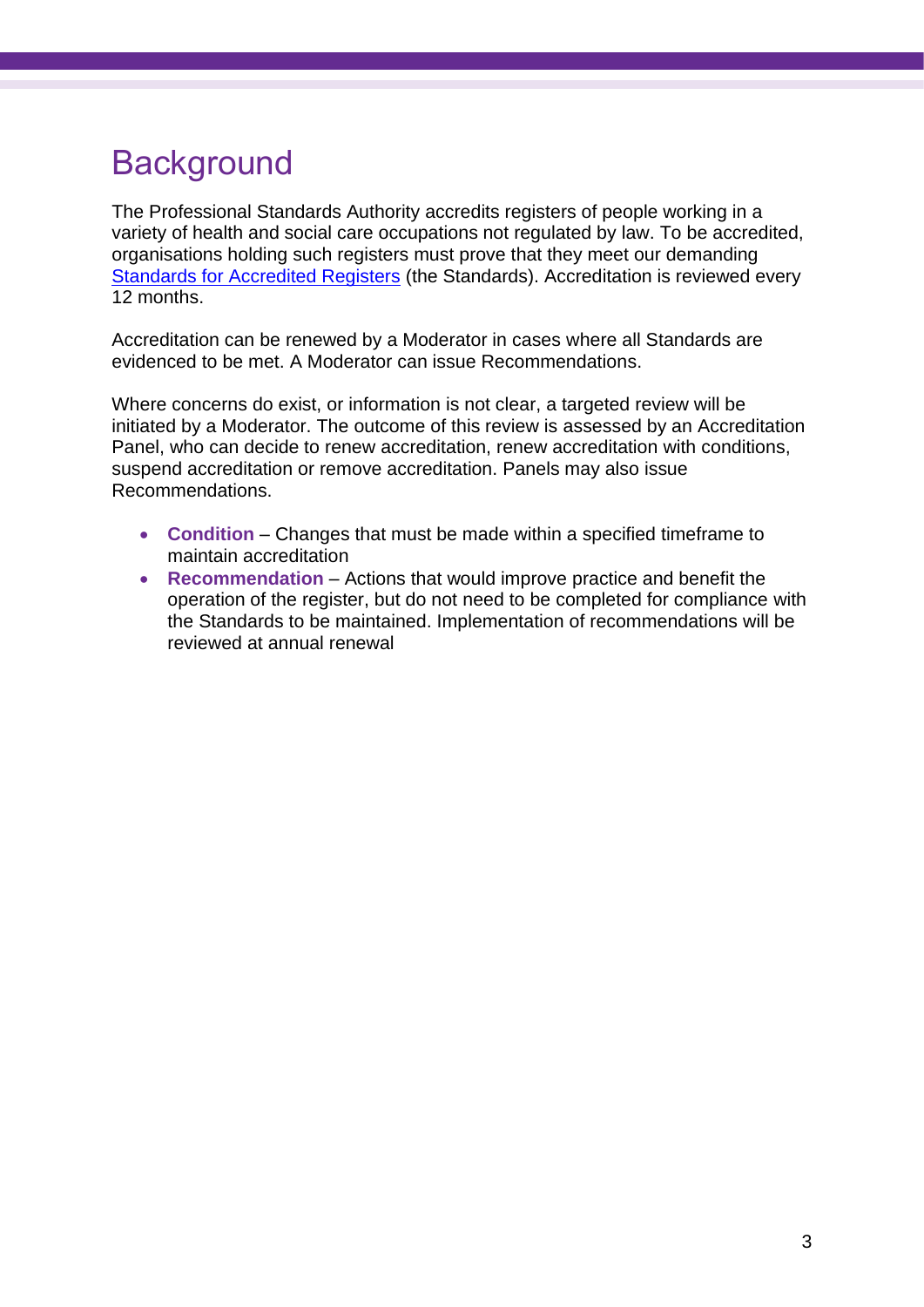# Background

The Professional Standards Authority accredits registers of people working in a variety of health and social care occupations not regulated by law. To be accredited, organisations holding such registers must prove that they meet our demanding Standards for Accredited Registers (the Standards). Accreditation is reviewed every 12 months.

Accreditation can be renewed by a Moderator in cases where all Standards are evidenced to be met. A Moderator can issue Recommendations.

Where concerns do exist, or information is not clear, a targeted review will be initiated by a Moderator. The outcome of this review is assessed by an Accreditation Panel, who can decide to renew accreditation, renew accreditation with conditions, suspend accreditation or remove accreditation. Panels may also issue Recommendations.

- **Condition** – Changes that must be made within a specified timeframe to maintain accreditation
- **Recommendation** – Actions that would improve practice and benefit the operation of the register, but do not need to be completed for compliance with the Standards to be maintained. Implementation of recommendations will be reviewed at annual renewal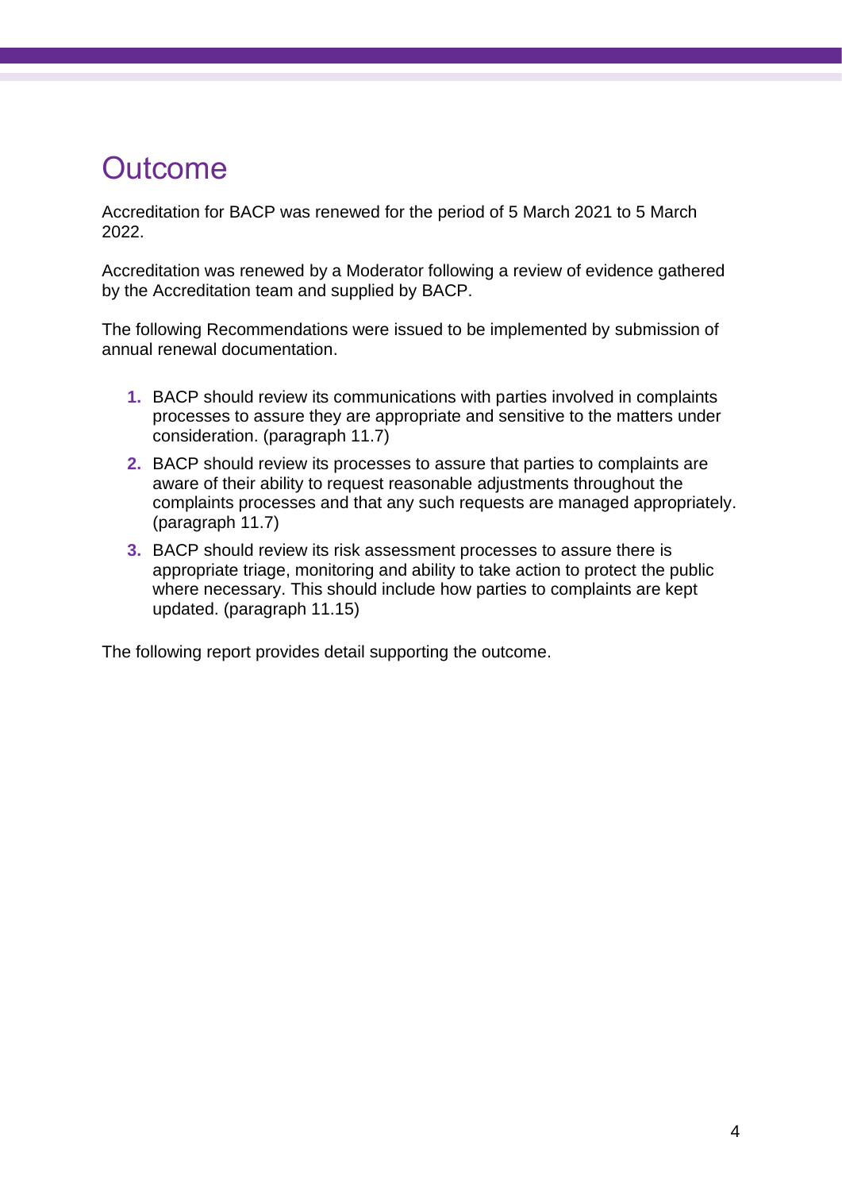# Outcome

Accreditation for BACP was renewed for the period of 5 March 2021 to 5 March 2022.

Accreditation was renewed by a Moderator following a review of evidence gathered by the Accreditation team and supplied by BACP.

The following Recommendations were issued to be implemented by submission of annual renewal documentation.

1. BACP should review its communications with parties involved in complaints processes to assure they are appropriate and sensitive to the matters under consideration. (paragraph 11.7)
2. BACP should review its processes to assure that parties to complaints are aware of their ability to request reasonable adjustments throughout the complaints processes and that any such requests are managed appropriately. (paragraph 11.7)
3. BACP should review its risk assessment processes to assure there is appropriate triage, monitoring and ability to take action to protect the public where necessary. This should include how parties to complaints are kept updated. (paragraph 11.15)

The following report provides detail supporting the outcome.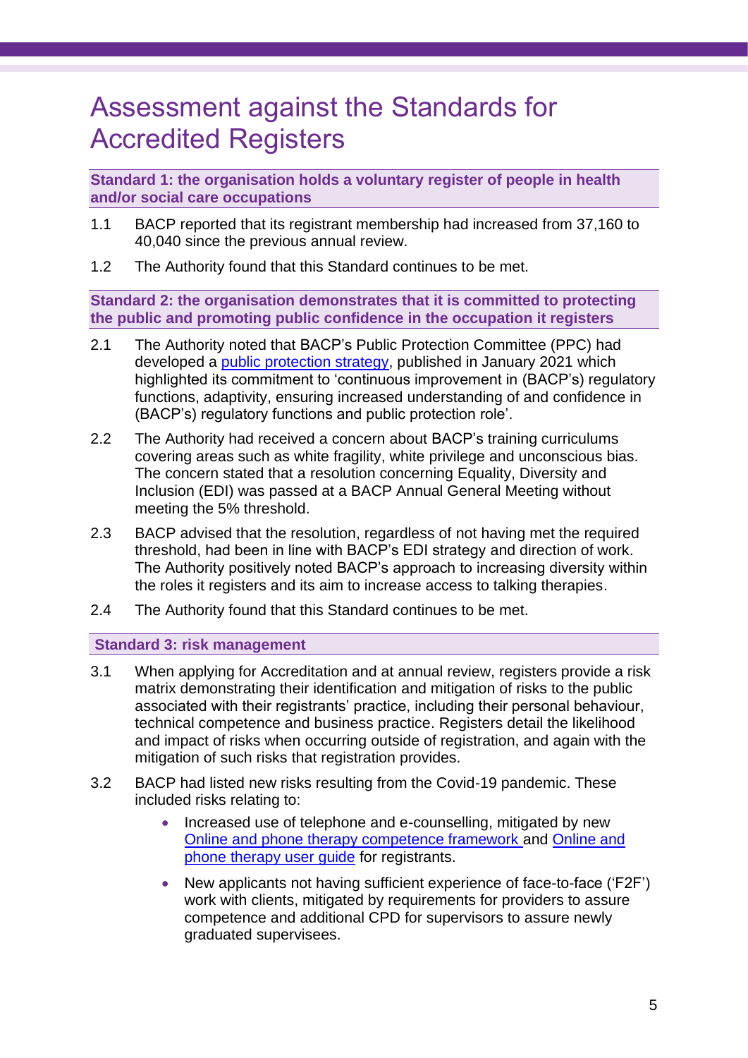# Assessment against the Standards for Accredited Registers

### Standard 1: the organisation holds a voluntary register of people in health and/or social care occupations

1.1 BACP reported that its registrant membership had increased from 37,160 to 40,040 since the previous annual review.

1.2 The Authority found that this Standard continues to be met.

### Standard 2: the organisation demonstrates that it is committed to protecting the public and promoting public confidence in the occupation it registers

2.1 The Authority noted that BACP's Public Protection Committee (PPC) had developed a public protection strategy, published in January 2021 which highlighted its commitment to 'continuous improvement in (BACP's) regulatory functions, adaptivity, ensuring increased understanding of and confidence in (BACP's) regulatory functions and public protection role'.

2.2 The Authority had received a concern about BACP's training curriculums covering areas such as white fragility, white privilege and unconscious bias. The concern stated that a resolution concerning Equality, Diversity and Inclusion (EDI) was passed at a BACP Annual General Meeting without meeting the 5% threshold.

2.3 BACP advised that the resolution, regardless of not having met the required threshold, had been in line with BACP's EDI strategy and direction of work. The Authority positively noted BACP's approach to increasing diversity within the roles it registers and its aim to increase access to talking therapies.

2.4 The Authority found that this Standard continues to be met.

### Standard 3: risk management

3.1 When applying for Accreditation and at annual review, registers provide a risk matrix demonstrating their identification and mitigation of risks to the public associated with their registrants' practice, including their personal behaviour, technical competence and business practice. Registers detail the likelihood and impact of risks when occurring outside of registration, and again with the mitigation of such risks that registration provides.

3.2 BACP had listed new risks resulting from the Covid-19 pandemic. These included risks relating to:

- Increased use of telephone and e-counselling, mitigated by new Online and phone therapy competence framework and Online and phone therapy user guide for registrants.
- New applicants not having sufficient experience of face-to-face ('F2F') work with clients, mitigated by requirements for providers to assure competence and additional CPD for supervisors to assure newly graduated supervisees.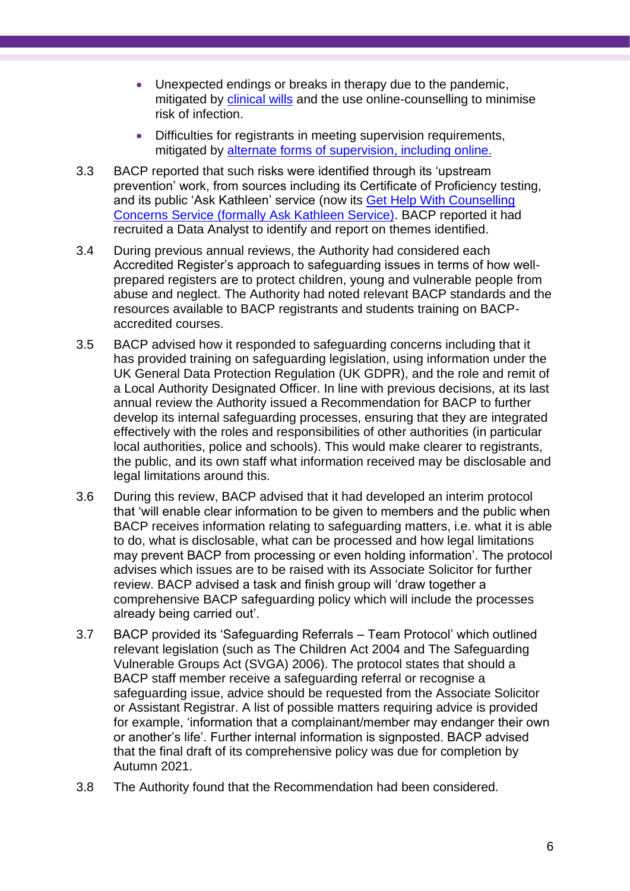- Unexpected endings or breaks in therapy due to the pandemic, mitigated by clinical wills and the use online-counselling to minimise risk of infection.
- Difficulties for registrants in meeting supervision requirements, mitigated by alternate forms of supervision, including online.

3.3 BACP reported that such risks were identified through its 'upstream prevention' work, from sources including its Certificate of Proficiency testing, and its public 'Ask Kathleen' service (now its Get Help With Counselling Concerns Service (formally Ask Kathleen Service). BACP reported it had recruited a Data Analyst to identify and report on themes identified.

3.4 During previous annual reviews, the Authority had considered each Accredited Register's approach to safeguarding issues in terms of how well-prepared registers are to protect children, young and vulnerable people from abuse and neglect. The Authority had noted relevant BACP standards and the resources available to BACP registrants and students training on BACP-accredited courses.

3.5 BACP advised how it responded to safeguarding concerns including that it has provided training on safeguarding legislation, using information under the UK General Data Protection Regulation (UK GDPR), and the role and remit of a Local Authority Designated Officer. In line with previous decisions, at its last annual review the Authority issued a Recommendation for BACP to further develop its internal safeguarding processes, ensuring that they are integrated effectively with the roles and responsibilities of other authorities (in particular local authorities, police and schools). This would make clearer to registrants, the public, and its own staff what information received may be disclosable and legal limitations around this.

3.6 During this review, BACP advised that it had developed an interim protocol that 'will enable clear information to be given to members and the public when BACP receives information relating to safeguarding matters, i.e. what it is able to do, what is disclosable, what can be processed and how legal limitations may prevent BACP from processing or even holding information'. The protocol advises which issues are to be raised with its Associate Solicitor for further review. BACP advised a task and finish group will 'draw together a comprehensive BACP safeguarding policy which will include the processes already being carried out'.

3.7 BACP provided its 'Safeguarding Referrals – Team Protocol' which outlined relevant legislation (such as The Children Act 2004 and The Safeguarding Vulnerable Groups Act (SVGA) 2006). The protocol states that should a BACP staff member receive a safeguarding referral or recognise a safeguarding issue, advice should be requested from the Associate Solicitor or Assistant Registrar. A list of possible matters requiring advice is provided for example, 'information that a complainant/member may endanger their own or another's life'. Further internal information is signposted. BACP advised that the final draft of its comprehensive policy was due for completion by Autumn 2021.

3.8 The Authority found that the Recommendation had been considered.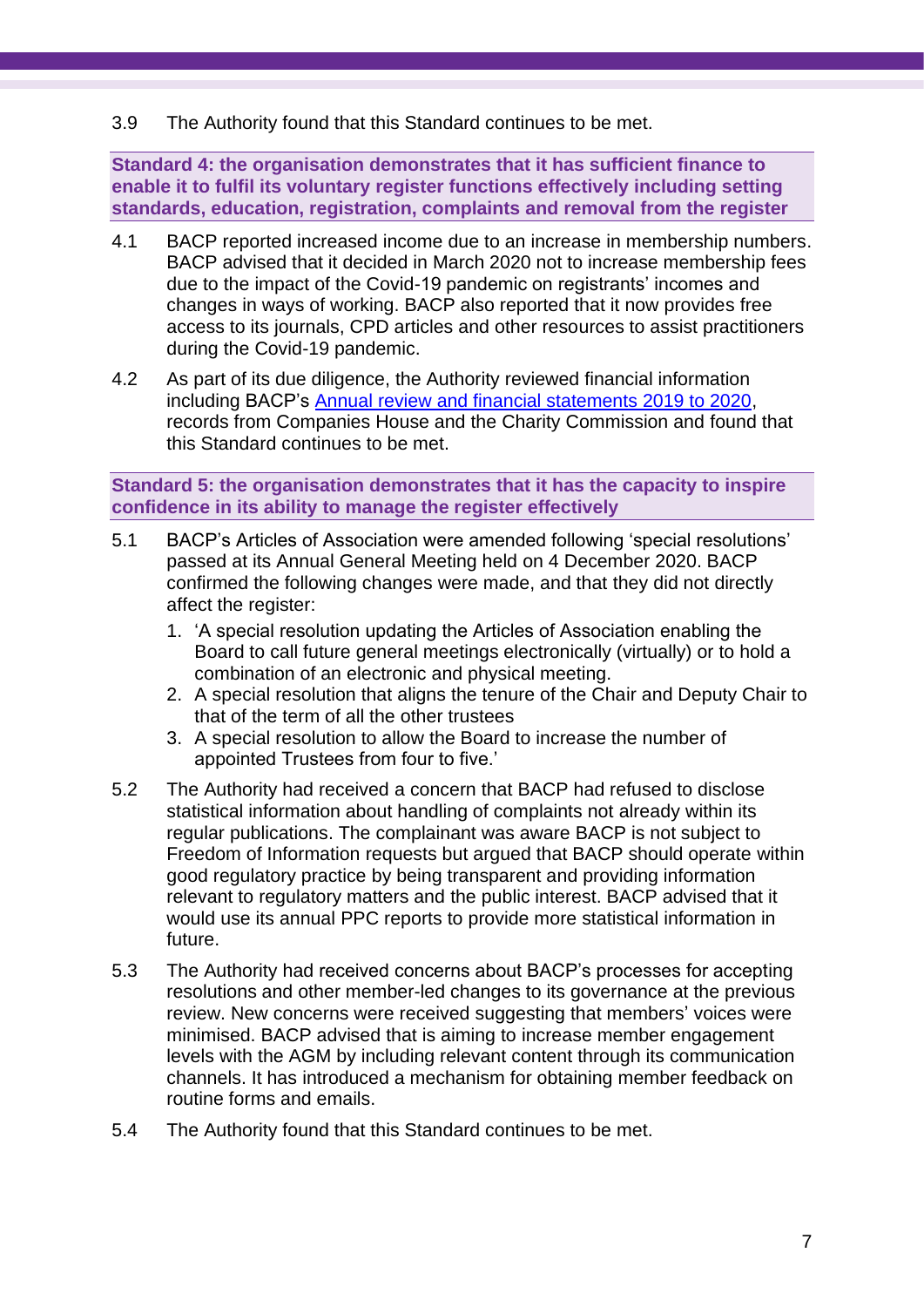3.9 The Authority found that this Standard continues to be met.

**Standard 4: the organisation demonstrates that it has sufficient finance to enable it to fulfil its voluntary register functions effectively including setting standards, education, registration, complaints and removal from the register**

4.1 BACP reported increased income due to an increase in membership numbers. BACP advised that it decided in March 2020 not to increase membership fees due to the impact of the Covid-19 pandemic on registrants' incomes and changes in ways of working. BACP also reported that it now provides free access to its journals, CPD articles and other resources to assist practitioners during the Covid-19 pandemic.

4.2 As part of its due diligence, the Authority reviewed financial information including BACP's Annual review and financial statements 2019 to 2020, records from Companies House and the Charity Commission and found that this Standard continues to be met.

**Standard 5: the organisation demonstrates that it has the capacity to inspire confidence in its ability to manage the register effectively**

5.1 BACP's Articles of Association were amended following 'special resolutions' passed at its Annual General Meeting held on 4 December 2020. BACP confirmed the following changes were made, and that they did not directly affect the register:

1. 'A special resolution updating the Articles of Association enabling the Board to call future general meetings electronically (virtually) or to hold a combination of an electronic and physical meeting.
2. A special resolution that aligns the tenure of the Chair and Deputy Chair to that of the term of all the other trustees
3. A special resolution to allow the Board to increase the number of appointed Trustees from four to five.'

5.2 The Authority had received a concern that BACP had refused to disclose statistical information about handling of complaints not already within its regular publications. The complainant was aware BACP is not subject to Freedom of Information requests but argued that BACP should operate within good regulatory practice by being transparent and providing information relevant to regulatory matters and the public interest. BACP advised that it would use its annual PPC reports to provide more statistical information in future.

5.3 The Authority had received concerns about BACP's processes for accepting resolutions and other member-led changes to its governance at the previous review. New concerns were received suggesting that members' voices were minimised. BACP advised that is aiming to increase member engagement levels with the AGM by including relevant content through its communication channels. It has introduced a mechanism for obtaining member feedback on routine forms and emails.

5.4 The Authority found that this Standard continues to be met.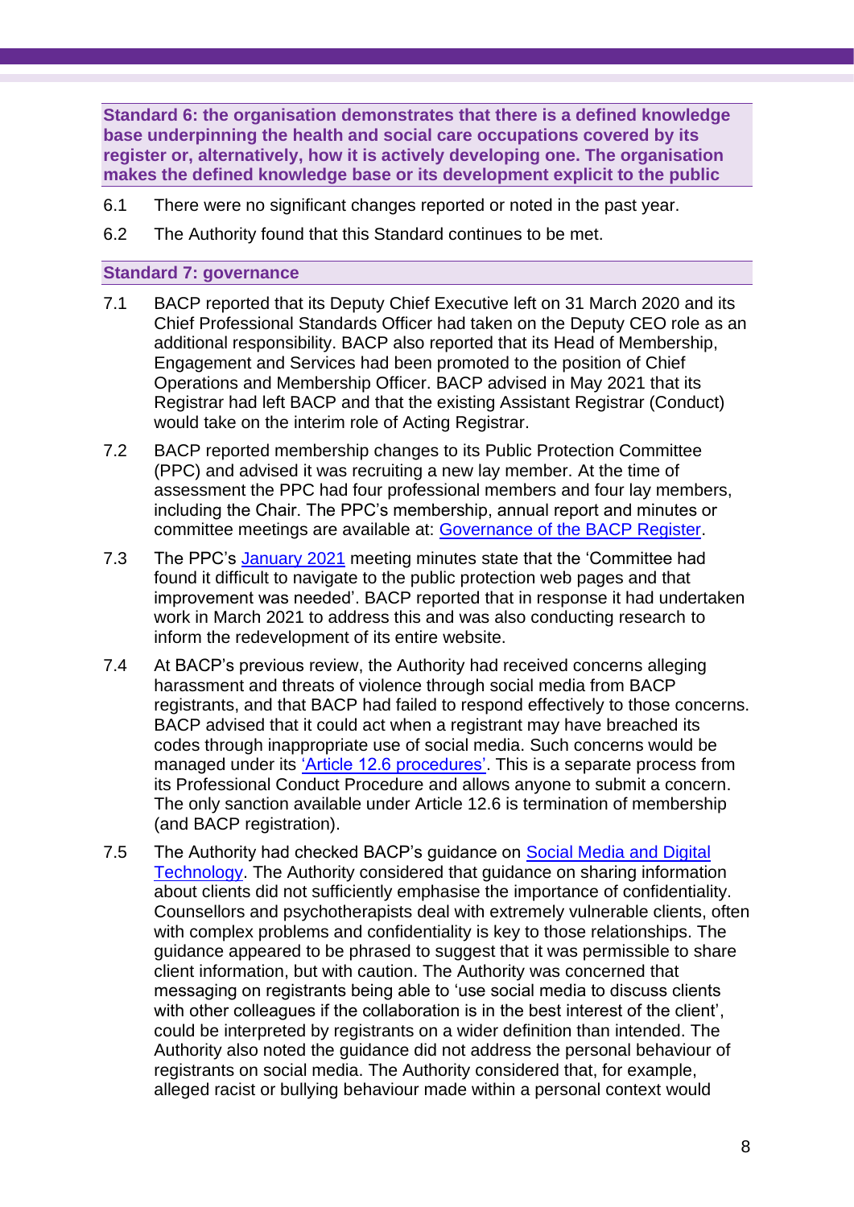### Standard 6: the organisation demonstrates that there is a defined knowledge base underpinning the health and social care occupations covered by its register or, alternatively, how it is actively developing one. The organisation makes the defined knowledge base or its development explicit to the public

6.1 There were no significant changes reported or noted in the past year.

6.2 The Authority found that this Standard continues to be met.

### Standard 7: governance

7.1 BACP reported that its Deputy Chief Executive left on 31 March 2020 and its Chief Professional Standards Officer had taken on the Deputy CEO role as an additional responsibility. BACP also reported that its Head of Membership, Engagement and Services had been promoted to the position of Chief Operations and Membership Officer. BACP advised in May 2021 that its Registrar had left BACP and that the existing Assistant Registrar (Conduct) would take on the interim role of Acting Registrar.

7.2 BACP reported membership changes to its Public Protection Committee (PPC) and advised it was recruiting a new lay member. At the time of assessment the PPC had four professional members and four lay members, including the Chair. The PPC's membership, annual report and minutes or committee meetings are available at: Governance of the BACP Register.

7.3 The PPC's January 2021 meeting minutes state that the 'Committee had found it difficult to navigate to the public protection web pages and that improvement was needed'. BACP reported that in response it had undertaken work in March 2021 to address this and was also conducting research to inform the redevelopment of its entire website.

7.4 At BACP's previous review, the Authority had received concerns alleging harassment and threats of violence through social media from BACP registrants, and that BACP had failed to respond effectively to those concerns. BACP advised that it could act when a registrant may have breached its codes through inappropriate use of social media. Such concerns would be managed under its 'Article 12.6 procedures'. This is a separate process from its Professional Conduct Procedure and allows anyone to submit a concern. The only sanction available under Article 12.6 is termination of membership (and BACP registration).

7.5 The Authority had checked BACP's guidance on Social Media and Digital Technology. The Authority considered that guidance on sharing information about clients did not sufficiently emphasise the importance of confidentiality. Counsellors and psychotherapists deal with extremely vulnerable clients, often with complex problems and confidentiality is key to those relationships. The guidance appeared to be phrased to suggest that it was permissible to share client information, but with caution. The Authority was concerned that messaging on registrants being able to 'use social media to discuss clients with other colleagues if the collaboration is in the best interest of the client', could be interpreted by registrants on a wider definition than intended. The Authority also noted the guidance did not address the personal behaviour of registrants on social media. The Authority considered that, for example, alleged racist or bullying behaviour made within a personal context would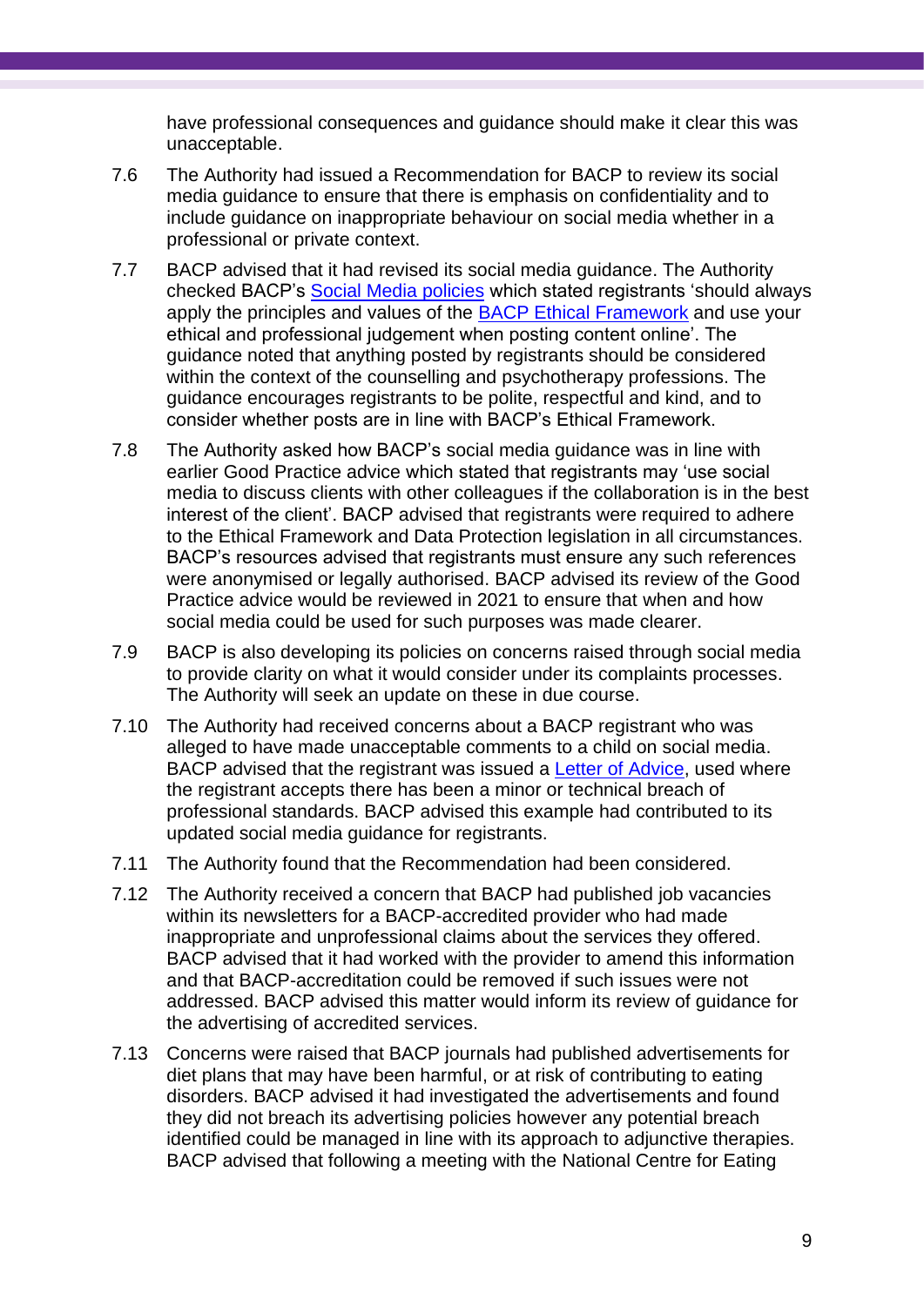have professional consequences and guidance should make it clear this was unacceptable.

7.6 The Authority had issued a Recommendation for BACP to review its social media guidance to ensure that there is emphasis on confidentiality and to include guidance on inappropriate behaviour on social media whether in a professional or private context.

7.7 BACP advised that it had revised its social media guidance. The Authority checked BACP's Social Media policies which stated registrants 'should always apply the principles and values of the BACP Ethical Framework and use your ethical and professional judgement when posting content online'. The guidance noted that anything posted by registrants should be considered within the context of the counselling and psychotherapy professions. The guidance encourages registrants to be polite, respectful and kind, and to consider whether posts are in line with BACP's Ethical Framework.

7.8 The Authority asked how BACP's social media guidance was in line with earlier Good Practice advice which stated that registrants may 'use social media to discuss clients with other colleagues if the collaboration is in the best interest of the client'. BACP advised that registrants were required to adhere to the Ethical Framework and Data Protection legislation in all circumstances. BACP's resources advised that registrants must ensure any such references were anonymised or legally authorised. BACP advised its review of the Good Practice advice would be reviewed in 2021 to ensure that when and how social media could be used for such purposes was made clearer.

7.9 BACP is also developing its policies on concerns raised through social media to provide clarity on what it would consider under its complaints processes. The Authority will seek an update on these in due course.

7.10 The Authority had received concerns about a BACP registrant who was alleged to have made unacceptable comments to a child on social media. BACP advised that the registrant was issued a Letter of Advice, used where the registrant accepts there has been a minor or technical breach of professional standards. BACP advised this example had contributed to its updated social media guidance for registrants.

7.11 The Authority found that the Recommendation had been considered.

7.12 The Authority received a concern that BACP had published job vacancies within its newsletters for a BACP-accredited provider who had made inappropriate and unprofessional claims about the services they offered. BACP advised that it had worked with the provider to amend this information and that BACP-accreditation could be removed if such issues were not addressed. BACP advised this matter would inform its review of guidance for the advertising of accredited services.

7.13 Concerns were raised that BACP journals had published advertisements for diet plans that may have been harmful, or at risk of contributing to eating disorders. BACP advised it had investigated the advertisements and found they did not breach its advertising policies however any potential breach identified could be managed in line with its approach to adjunctive therapies. BACP advised that following a meeting with the National Centre for Eating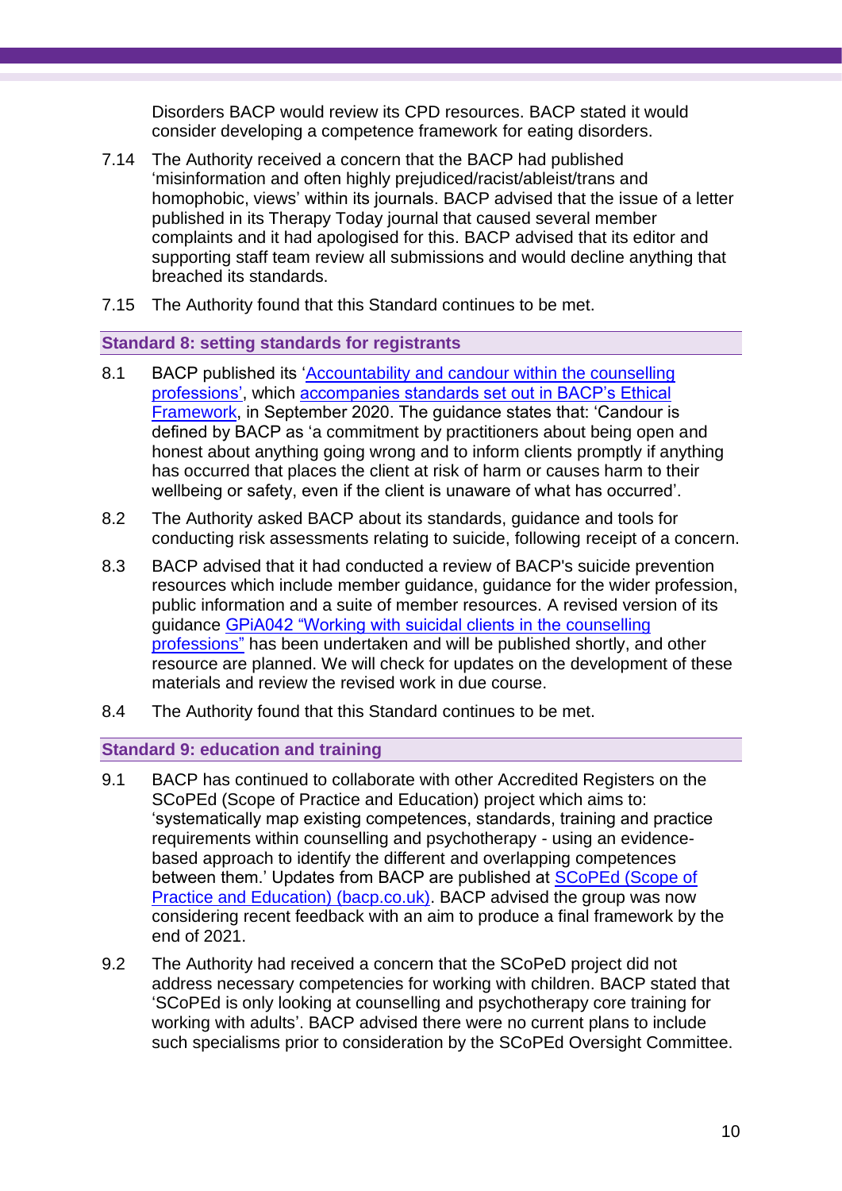Disorders BACP would review its CPD resources. BACP stated it would consider developing a competence framework for eating disorders.

7.14 The Authority received a concern that the BACP had published 'misinformation and often highly prejudiced/racist/ableist/trans and homophobic, views' within its journals. BACP advised that the issue of a letter published in its Therapy Today journal that caused several member complaints and it had apologised for this. BACP advised that its editor and supporting staff team review all submissions and would decline anything that breached its standards.

7.15 The Authority found that this Standard continues to be met.

### Standard 8: setting standards for registrants

8.1 BACP published its 'Accountability and candour within the counselling professions', which accompanies standards set out in BACP's Ethical Framework, in September 2020. The guidance states that: 'Candour is defined by BACP as 'a commitment by practitioners about being open and honest about anything going wrong and to inform clients promptly if anything has occurred that places the client at risk of harm or causes harm to their wellbeing or safety, even if the client is unaware of what has occurred'.

8.2 The Authority asked BACP about its standards, guidance and tools for conducting risk assessments relating to suicide, following receipt of a concern.

8.3 BACP advised that it had conducted a review of BACP's suicide prevention resources which include member guidance, guidance for the wider profession, public information and a suite of member resources. A revised version of its guidance GPiA042 "Working with suicidal clients in the counselling professions" has been undertaken and will be published shortly, and other resource are planned. We will check for updates on the development of these materials and review the revised work in due course.

8.4 The Authority found that this Standard continues to be met.

### Standard 9: education and training

9.1 BACP has continued to collaborate with other Accredited Registers on the SCoPEd (Scope of Practice and Education) project which aims to: 'systematically map existing competences, standards, training and practice requirements within counselling and psychotherapy - using an evidence-based approach to identify the different and overlapping competences between them.' Updates from BACP are published at SCoPEd (Scope of Practice and Education) (bacp.co.uk). BACP advised the group was now considering recent feedback with an aim to produce a final framework by the end of 2021.

9.2 The Authority had received a concern that the SCoPeD project did not address necessary competencies for working with children. BACP stated that 'SCoPEd is only looking at counselling and psychotherapy core training for working with adults'. BACP advised there were no current plans to include such specialisms prior to consideration by the SCoPEd Oversight Committee.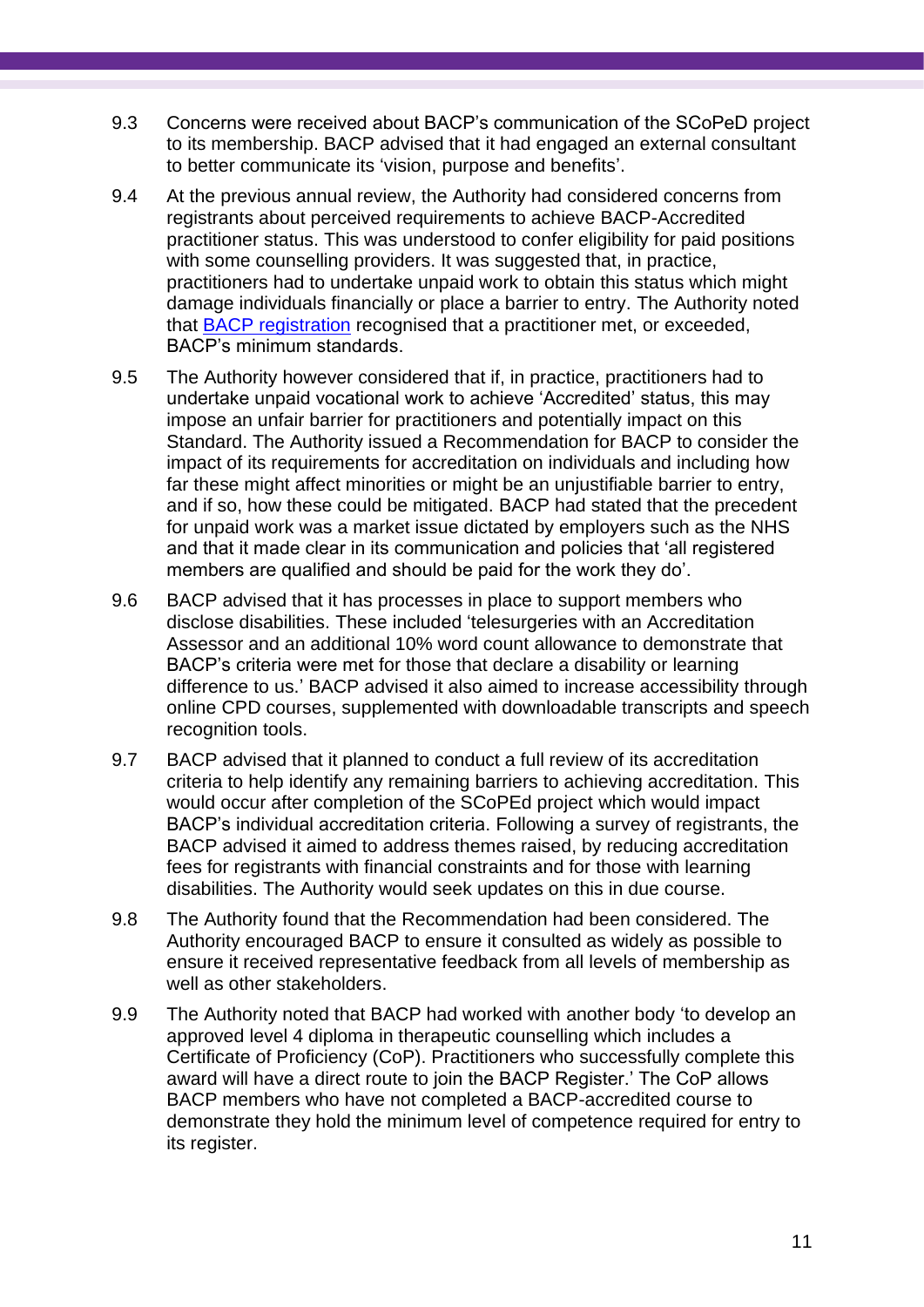9.3 Concerns were received about BACP's communication of the SCoPeD project to its membership. BACP advised that it had engaged an external consultant to better communicate its 'vision, purpose and benefits'.

9.4 At the previous annual review, the Authority had considered concerns from registrants about perceived requirements to achieve BACP-Accredited practitioner status. This was understood to confer eligibility for paid positions with some counselling providers. It was suggested that, in practice, practitioners had to undertake unpaid work to obtain this status which might damage individuals financially or place a barrier to entry. The Authority noted that BACP registration recognised that a practitioner met, or exceeded, BACP's minimum standards.

9.5 The Authority however considered that if, in practice, practitioners had to undertake unpaid vocational work to achieve 'Accredited' status, this may impose an unfair barrier for practitioners and potentially impact on this Standard. The Authority issued a Recommendation for BACP to consider the impact of its requirements for accreditation on individuals and including how far these might affect minorities or might be an unjustifiable barrier to entry, and if so, how these could be mitigated. BACP had stated that the precedent for unpaid work was a market issue dictated by employers such as the NHS and that it made clear in its communication and policies that 'all registered members are qualified and should be paid for the work they do'.

9.6 BACP advised that it has processes in place to support members who disclose disabilities. These included 'telesurgeries with an Accreditation Assessor and an additional 10% word count allowance to demonstrate that BACP's criteria were met for those that declare a disability or learning difference to us.' BACP advised it also aimed to increase accessibility through online CPD courses, supplemented with downloadable transcripts and speech recognition tools.

9.7 BACP advised that it planned to conduct a full review of its accreditation criteria to help identify any remaining barriers to achieving accreditation. This would occur after completion of the SCoPEd project which would impact BACP's individual accreditation criteria. Following a survey of registrants, the BACP advised it aimed to address themes raised, by reducing accreditation fees for registrants with financial constraints and for those with learning disabilities. The Authority would seek updates on this in due course.

9.8 The Authority found that the Recommendation had been considered. The Authority encouraged BACP to ensure it consulted as widely as possible to ensure it received representative feedback from all levels of membership as well as other stakeholders.

9.9 The Authority noted that BACP had worked with another body 'to develop an approved level 4 diploma in therapeutic counselling which includes a Certificate of Proficiency (CoP). Practitioners who successfully complete this award will have a direct route to join the BACP Register.' The CoP allows BACP members who have not completed a BACP-accredited course to demonstrate they hold the minimum level of competence required for entry to its register.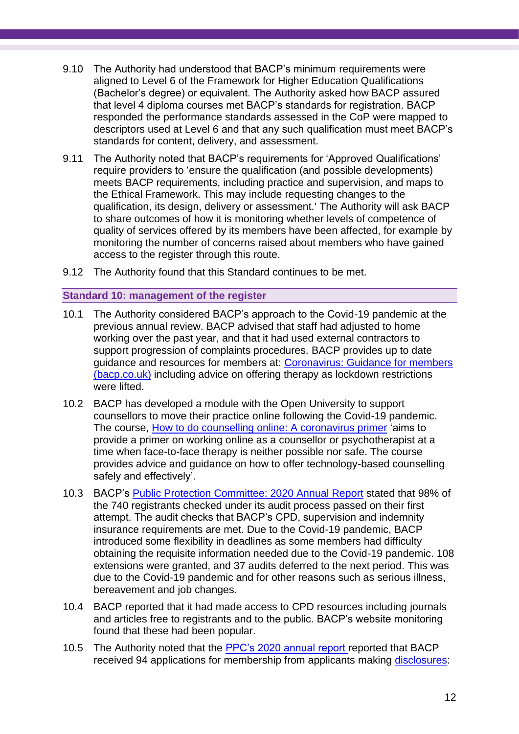9.10 The Authority had understood that BACP's minimum requirements were aligned to Level 6 of the Framework for Higher Education Qualifications (Bachelor's degree) or equivalent. The Authority asked how BACP assured that level 4 diploma courses met BACP's standards for registration. BACP responded the performance standards assessed in the CoP were mapped to descriptors used at Level 6 and that any such qualification must meet BACP's standards for content, delivery, and assessment.

9.11 The Authority noted that BACP's requirements for 'Approved Qualifications' require providers to 'ensure the qualification (and possible developments) meets BACP requirements, including practice and supervision, and maps to the Ethical Framework. This may include requesting changes to the qualification, its design, delivery or assessment.' The Authority will ask BACP to share outcomes of how it is monitoring whether levels of competence of quality of services offered by its members have been affected, for example by monitoring the number of concerns raised about members who have gained access to the register through this route.

9.12 The Authority found that this Standard continues to be met.

### Standard 10: management of the register

10.1 The Authority considered BACP's approach to the Covid-19 pandemic at the previous annual review. BACP advised that staff had adjusted to home working over the past year, and that it had used external contractors to support progression of complaints procedures. BACP provides up to date guidance and resources for members at: Coronavirus: Guidance for members (bacp.co.uk) including advice on offering therapy as lockdown restrictions were lifted.

10.2 BACP has developed a module with the Open University to support counsellors to move their practice online following the Covid-19 pandemic. The course, How to do counselling online: A coronavirus primer 'aims to provide a primer on working online as a counsellor or psychotherapist at a time when face-to-face therapy is neither possible nor safe. The course provides advice and guidance on how to offer technology-based counselling safely and effectively'.

10.3 BACP's Public Protection Committee: 2020 Annual Report stated that 98% of the 740 registrants checked under its audit process passed on their first attempt. The audit checks that BACP's CPD, supervision and indemnity insurance requirements are met. Due to the Covid-19 pandemic, BACP introduced some flexibility in deadlines as some members had difficulty obtaining the requisite information needed due to the Covid-19 pandemic. 108 extensions were granted, and 37 audits deferred to the next period. This was due to the Covid-19 pandemic and for other reasons such as serious illness, bereavement and job changes.

10.4 BACP reported that it had made access to CPD resources including journals and articles free to registrants and to the public. BACP's website monitoring found that these had been popular.

10.5 The Authority noted that the PPC's 2020 annual report reported that BACP received 94 applications for membership from applicants making disclosures: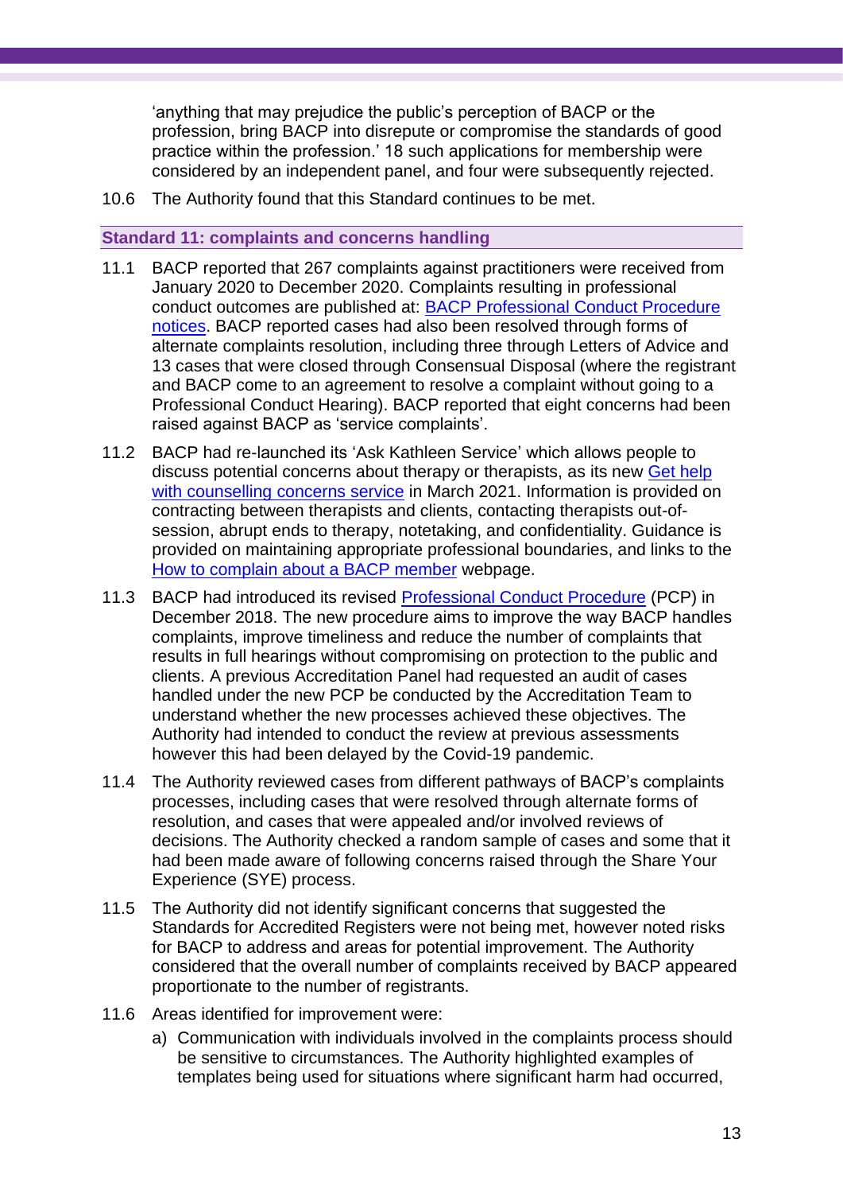'anything that may prejudice the public's perception of BACP or the profession, bring BACP into disrepute or compromise the standards of good practice within the profession.' 18 such applications for membership were considered by an independent panel, and four were subsequently rejected.

10.6 The Authority found that this Standard continues to be met.

### Standard 11: complaints and concerns handling

11.1 BACP reported that 267 complaints against practitioners were received from January 2020 to December 2020. Complaints resulting in professional conduct outcomes are published at: [BACP Professional Conduct Procedure notices](). BACP reported cases had also been resolved through forms of alternate complaints resolution, including three through Letters of Advice and 13 cases that were closed through Consensual Disposal (where the registrant and BACP come to an agreement to resolve a complaint without going to a Professional Conduct Hearing). BACP reported that eight concerns had been raised against BACP as 'service complaints'.

11.2 BACP had re-launched its 'Ask Kathleen Service' which allows people to discuss potential concerns about therapy or therapists, as its new [Get help with counselling concerns service]() in March 2021. Information is provided on contracting between therapists and clients, contacting therapists out-of-session, abrupt ends to therapy, notetaking, and confidentiality. Guidance is provided on maintaining appropriate professional boundaries, and links to the [How to complain about a BACP member]() webpage.

11.3 BACP had introduced its revised [Professional Conduct Procedure]() (PCP) in December 2018. The new procedure aims to improve the way BACP handles complaints, improve timeliness and reduce the number of complaints that results in full hearings without compromising on protection to the public and clients. A previous Accreditation Panel had requested an audit of cases handled under the new PCP be conducted by the Accreditation Team to understand whether the new processes achieved these objectives. The Authority had intended to conduct the review at previous assessments however this had been delayed by the Covid-19 pandemic.

11.4 The Authority reviewed cases from different pathways of BACP's complaints processes, including cases that were resolved through alternate forms of resolution, and cases that were appealed and/or involved reviews of decisions. The Authority checked a random sample of cases and some that it had been made aware of following concerns raised through the Share Your Experience (SYE) process.

11.5 The Authority did not identify significant concerns that suggested the Standards for Accredited Registers were not being met, however noted risks for BACP to address and areas for potential improvement. The Authority considered that the overall number of complaints received by BACP appeared proportionate to the number of registrants.

11.6 Areas identified for improvement were:

a) Communication with individuals involved in the complaints process should be sensitive to circumstances. The Authority highlighted examples of templates being used for situations where significant harm had occurred,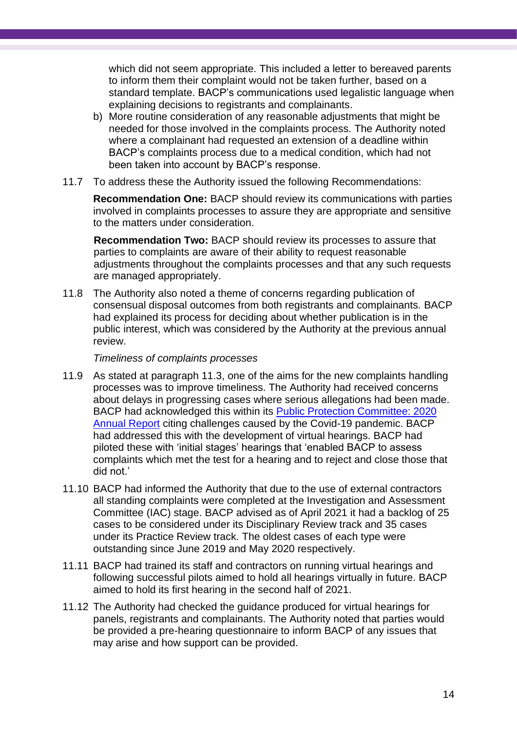which did not seem appropriate. This included a letter to bereaved parents to inform them their complaint would not be taken further, based on a standard template. BACP's communications used legalistic language when explaining decisions to registrants and complainants.

b) More routine consideration of any reasonable adjustments that might be needed for those involved in the complaints process. The Authority noted where a complainant had requested an extension of a deadline within BACP's complaints process due to a medical condition, which had not been taken into account by BACP's response.

11.7 To address these the Authority issued the following Recommendations:

**Recommendation One:** BACP should review its communications with parties involved in complaints processes to assure they are appropriate and sensitive to the matters under consideration.

**Recommendation Two:** BACP should review its processes to assure that parties to complaints are aware of their ability to request reasonable adjustments throughout the complaints processes and that any such requests are managed appropriately.

11.8 The Authority also noted a theme of concerns regarding publication of consensual disposal outcomes from both registrants and complainants. BACP had explained its process for deciding about whether publication is in the public interest, which was considered by the Authority at the previous annual review.

*Timeliness of complaints processes*

11.9 As stated at paragraph 11.3, one of the aims for the new complaints handling processes was to improve timeliness. The Authority had received concerns about delays in progressing cases where serious allegations had been made. BACP had acknowledged this within its [Public Protection Committee: 2020 Annual Report]() citing challenges caused by the Covid-19 pandemic. BACP had addressed this with the development of virtual hearings. BACP had piloted these with 'initial stages' hearings that 'enabled BACP to assess complaints which met the test for a hearing and to reject and close those that did not.'

11.10 BACP had informed the Authority that due to the use of external contractors all standing complaints were completed at the Investigation and Assessment Committee (IAC) stage. BACP advised as of April 2021 it had a backlog of 25 cases to be considered under its Disciplinary Review track and 35 cases under its Practice Review track. The oldest cases of each type were outstanding since June 2019 and May 2020 respectively.

11.11 BACP had trained its staff and contractors on running virtual hearings and following successful pilots aimed to hold all hearings virtually in future. BACP aimed to hold its first hearing in the second half of 2021.

11.12 The Authority had checked the guidance produced for virtual hearings for panels, registrants and complainants. The Authority noted that parties would be provided a pre-hearing questionnaire to inform BACP of any issues that may arise and how support can be provided.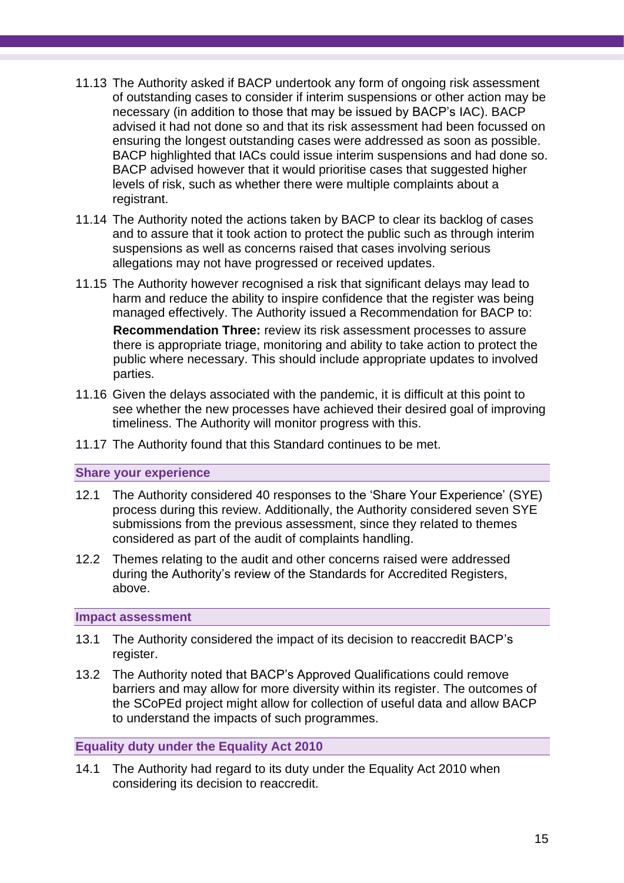11.13 The Authority asked if BACP undertook any form of ongoing risk assessment of outstanding cases to consider if interim suspensions or other action may be necessary (in addition to those that may be issued by BACP's IAC). BACP advised it had not done so and that its risk assessment had been focussed on ensuring the longest outstanding cases were addressed as soon as possible. BACP highlighted that IACs could issue interim suspensions and had done so. BACP advised however that it would prioritise cases that suggested higher levels of risk, such as whether there were multiple complaints about a registrant.

11.14 The Authority noted the actions taken by BACP to clear its backlog of cases and to assure that it took action to protect the public such as through interim suspensions as well as concerns raised that cases involving serious allegations may not have progressed or received updates.

11.15 The Authority however recognised a risk that significant delays may lead to harm and reduce the ability to inspire confidence that the register was being managed effectively. The Authority issued a Recommendation for BACP to:

**Recommendation Three:** review its risk assessment processes to assure there is appropriate triage, monitoring and ability to take action to protect the public where necessary. This should include appropriate updates to involved parties.

11.16 Given the delays associated with the pandemic, it is difficult at this point to see whether the new processes have achieved their desired goal of improving timeliness. The Authority will monitor progress with this.

11.17 The Authority found that this Standard continues to be met.

## Share your experience

12.1 The Authority considered 40 responses to the 'Share Your Experience' (SYE) process during this review. Additionally, the Authority considered seven SYE submissions from the previous assessment, since they related to themes considered as part of the audit of complaints handling.

12.2 Themes relating to the audit and other concerns raised were addressed during the Authority's review of the Standards for Accredited Registers, above.

## Impact assessment

13.1 The Authority considered the impact of its decision to reaccredit BACP's register.

13.2 The Authority noted that BACP's Approved Qualifications could remove barriers and may allow for more diversity within its register. The outcomes of the SCoPEd project might allow for collection of useful data and allow BACP to understand the impacts of such programmes.

## Equality duty under the Equality Act 2010

14.1 The Authority had regard to its duty under the Equality Act 2010 when considering its decision to reaccredit.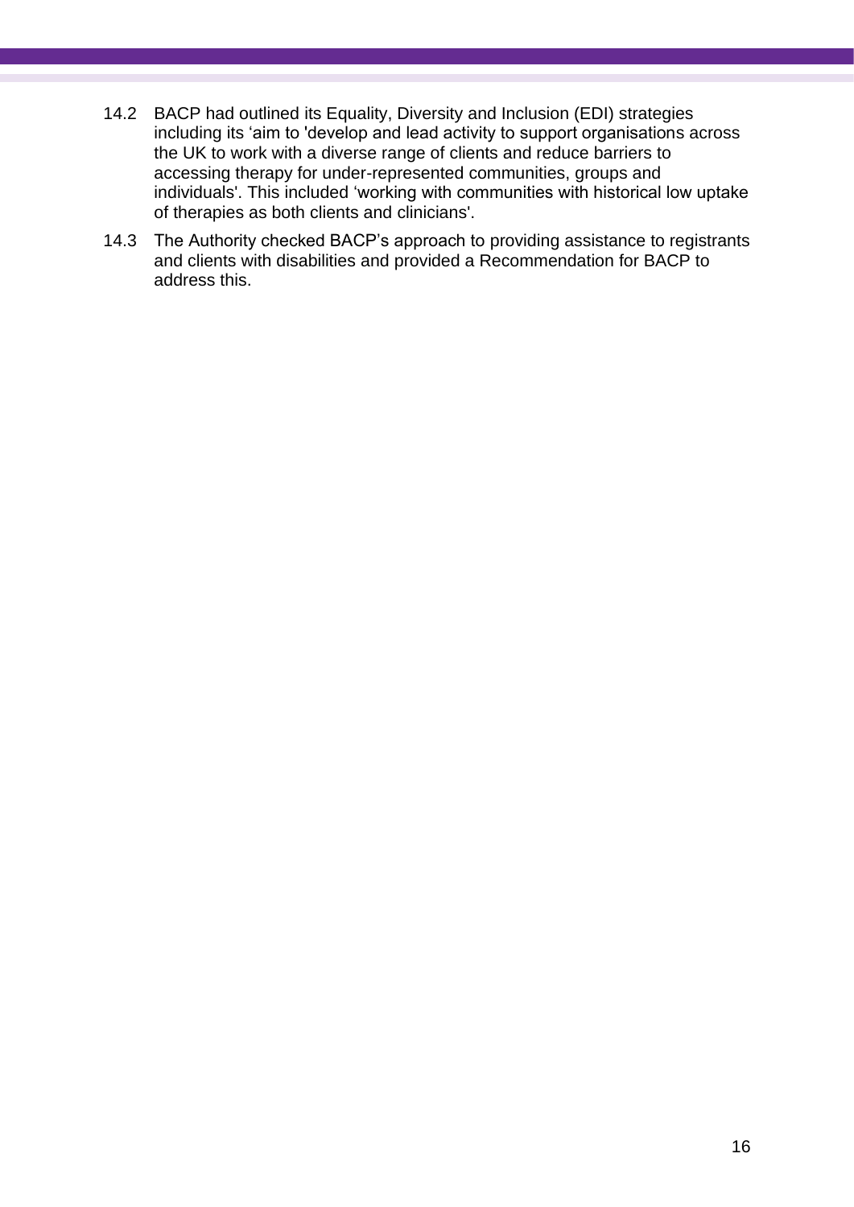14.2 BACP had outlined its Equality, Diversity and Inclusion (EDI) strategies including its 'aim to 'develop and lead activity to support organisations across the UK to work with a diverse range of clients and reduce barriers to accessing therapy for under-represented communities, groups and individuals'. This included 'working with communities with historical low uptake of therapies as both clients and clinicians'.

14.3 The Authority checked BACP's approach to providing assistance to registrants and clients with disabilities and provided a Recommendation for BACP to address this.